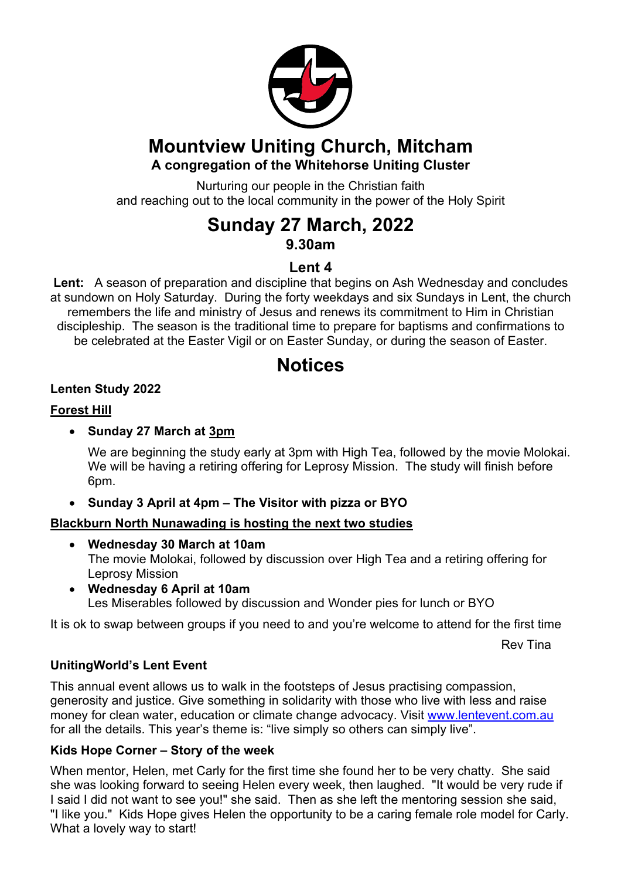# Mountview Uniting Church, Mitcham

### A congregation of the Whitehorse Uniting Cluster

Nurturing our people in the Christian faith
and reaching out to the local community in the power of the Holy Spirit

# Sunday 27 March, 2022

### 9.30am

### Lent 4

**Lent:** A season of preparation and discipline that begins on Ash Wednesday and concludes at sundown on Holy Saturday. During the forty weekdays and six Sundays in Lent, the church remembers the life and ministry of Jesus and renews its commitment to Him in Christian discipleship. The season is the traditional time to prepare for baptisms and confirmations to be celebrated at the Easter Vigil or on Easter Sunday, or during the season of Easter.

# Notices

**Lenten Study 2022**

**Forest Hill**

- **Sunday 27 March at 3pm**

  We are beginning the study early at 3pm with High Tea, followed by the movie Molokai. We will be having a retiring offering for Leprosy Mission. The study will finish before 6pm.

- **Sunday 3 April at 4pm – The Visitor with pizza or BYO**

**Blackburn North Nunawading is hosting the next two studies**

- **Wednesday 30 March at 10am**
  The movie Molokai, followed by discussion over High Tea and a retiring offering for Leprosy Mission
- **Wednesday 6 April at 10am**
  Les Miserables followed by discussion and Wonder pies for lunch or BYO

It is ok to swap between groups if you need to and you're welcome to attend for the first time

Rev Tina

**UnitingWorld's Lent Event**

This annual event allows us to walk in the footsteps of Jesus practising compassion, generosity and justice. Give something in solidarity with those who live with less and raise money for clean water, education or climate change advocacy. Visit www.lentevent.com.au for all the details. This year's theme is: "live simply so others can simply live".

**Kids Hope Corner – Story of the week**

When mentor, Helen, met Carly for the first time she found her to be very chatty. She said she was looking forward to seeing Helen every week, then laughed. "It would be very rude if I said I did not want to see you!" she said. Then as she left the mentoring session she said, "I like you." Kids Hope gives Helen the opportunity to be a caring female role model for Carly. What a lovely way to start!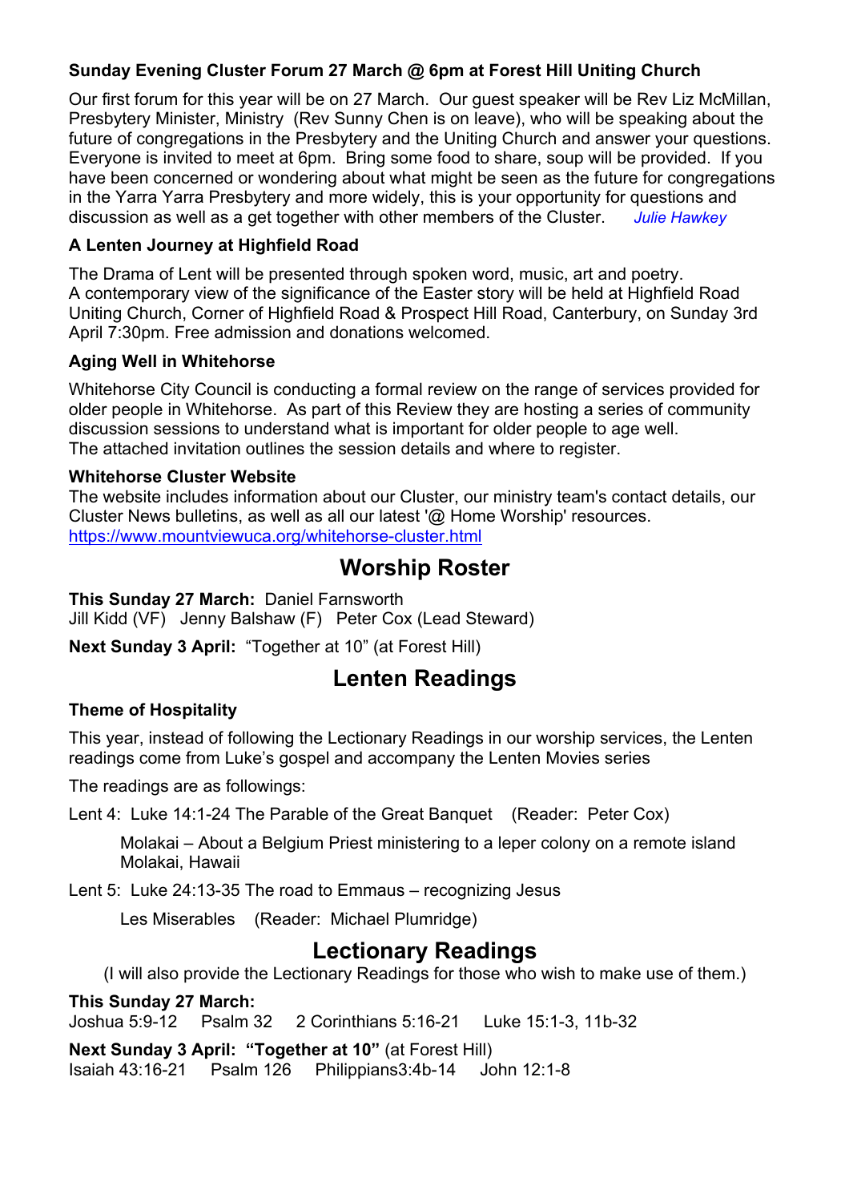### Sunday Evening Cluster Forum 27 March @ 6pm at Forest Hill Uniting Church

Our first forum for this year will be on 27 March. Our guest speaker will be Rev Liz McMillan, Presbytery Minister, Ministry (Rev Sunny Chen is on leave), who will be speaking about the future of congregations in the Presbytery and the Uniting Church and answer your questions. Everyone is invited to meet at 6pm. Bring some food to share, soup will be provided. If you have been concerned or wondering about what might be seen as the future for congregations in the Yarra Yarra Presbytery and more widely, this is your opportunity for questions and discussion as well as a get together with other members of the Cluster. *Julie Hawkey*

### A Lenten Journey at Highfield Road

The Drama of Lent will be presented through spoken word, music, art and poetry.
A contemporary view of the significance of the Easter story will be held at Highfield Road Uniting Church, Corner of Highfield Road & Prospect Hill Road, Canterbury, on Sunday 3rd April 7:30pm. Free admission and donations welcomed.

### Aging Well in Whitehorse

Whitehorse City Council is conducting a formal review on the range of services provided for older people in Whitehorse. As part of this Review they are hosting a series of community discussion sessions to understand what is important for older people to age well.
The attached invitation outlines the session details and where to register.

### Whitehorse Cluster Website

The website includes information about our Cluster, our ministry team's contact details, our Cluster News bulletins, as well as all our latest '@ Home Worship' resources.
https://www.mountviewuca.org/whitehorse-cluster.html

## Worship Roster

**This Sunday 27 March:** Daniel Farnsworth
Jill Kidd (VF) Jenny Balshaw (F) Peter Cox (Lead Steward)

**Next Sunday 3 April:** "Together at 10" (at Forest Hill)

## Lenten Readings

### Theme of Hospitality

This year, instead of following the Lectionary Readings in our worship services, the Lenten readings come from Luke's gospel and accompany the Lenten Movies series

The readings are as followings:

Lent 4: Luke 14:1-24 The Parable of the Great Banquet (Reader: Peter Cox)

> Molakai – About a Belgium Priest ministering to a leper colony on a remote island Molakai, Hawaii

Lent 5: Luke 24:13-35 The road to Emmaus – recognizing Jesus

> Les Miserables (Reader: Michael Plumridge)

## Lectionary Readings

(I will also provide the Lectionary Readings for those who wish to make use of them.)

**This Sunday 27 March:**
Joshua 5:9-12 Psalm 32 2 Corinthians 5:16-21 Luke 15:1-3, 11b-32

**Next Sunday 3 April: "Together at 10"** (at Forest Hill)
Isaiah 43:16-21 Psalm 126 Philippians3:4b-14 John 12:1-8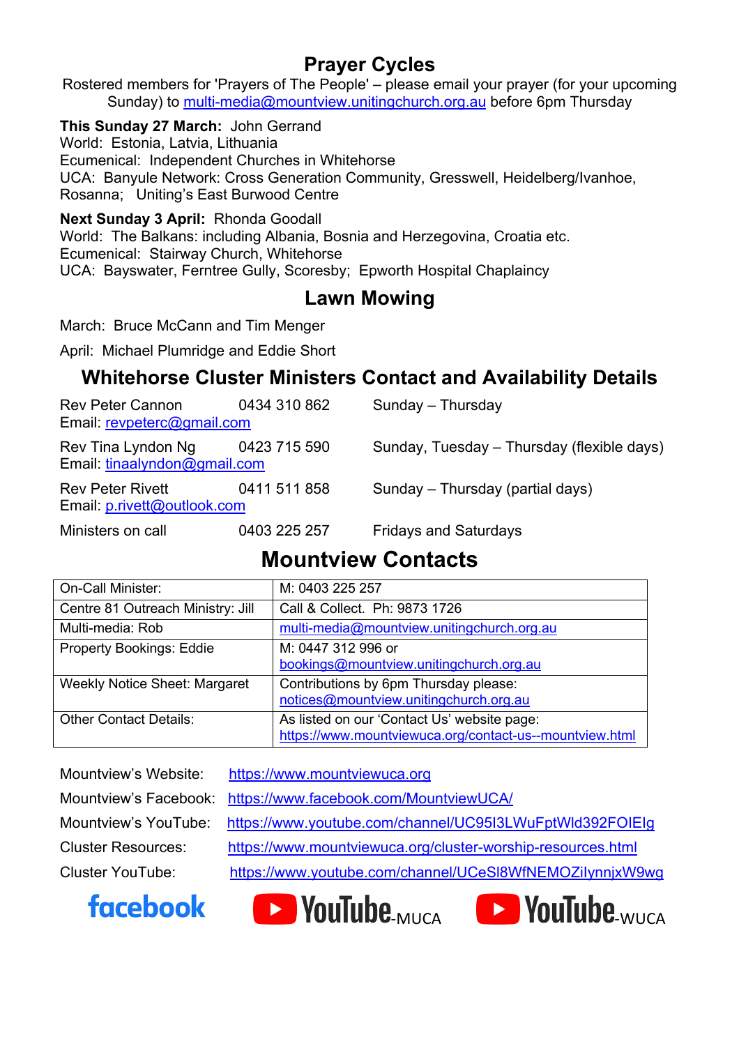## Prayer Cycles

Rostered members for 'Prayers of The People' – please email your prayer (for your upcoming Sunday) to multi-media@mountview.unitingchurch.org.au before 6pm Thursday

**This Sunday 27 March:** John Gerrand
World: Estonia, Latvia, Lithuania
Ecumenical: Independent Churches in Whitehorse
UCA: Banyule Network: Cross Generation Community, Gresswell, Heidelberg/Ivanhoe, Rosanna; Uniting's East Burwood Centre

**Next Sunday 3 April:** Rhonda Goodall
World: The Balkans: including Albania, Bosnia and Herzegovina, Croatia etc.
Ecumenical: Stairway Church, Whitehorse
UCA: Bayswater, Ferntree Gully, Scoresby; Epworth Hospital Chaplaincy

## Lawn Mowing

March: Bruce McCann and Tim Menger

April: Michael Plumridge and Eddie Short

## Whitehorse Cluster Ministers Contact and Availability Details

| | | |
|---|---|---|
| Rev Peter Cannon<br>Email: revpeterc@gmail.com | 0434 310 862 | Sunday – Thursday |
| Rev Tina Lyndon Ng<br>Email: tinaalyndon@gmail.com | 0423 715 590 | Sunday, Tuesday – Thursday (flexible days) |
| Rev Peter Rivett<br>Email: p.rivett@outlook.com | 0411 511 858 | Sunday – Thursday (partial days) |
| Ministers on call | 0403 225 257 | Fridays and Saturdays |

## Mountview Contacts

| | |
|---|---|
| On-Call Minister: | M: 0403 225 257 |
| Centre 81 Outreach Ministry: Jill | Call & Collect. Ph: 9873 1726 |
| Multi-media: Rob | multi-media@mountview.unitingchurch.org.au |
| Property Bookings: Eddie | M: 0447 312 996 or<br>bookings@mountview.unitingchurch.org.au |
| Weekly Notice Sheet: Margaret | Contributions by 6pm Thursday please:<br>notices@mountview.unitingchurch.org.au |
| Other Contact Details: | As listed on our 'Contact Us' website page:<br>https://www.mountviewuca.org/contact-us--mountview.html |

Mountview's Website: https://www.mountviewuca.org

Mountview's Facebook: https://www.facebook.com/MountviewUCA/

Mountview's YouTube: https://www.youtube.com/channel/UC95I3LWuFptWld392FOIElg

Cluster Resources: https://www.mountviewuca.org/cluster-worship-resources.html

Cluster YouTube: https://www.youtube.com/channel/UCeSl8WfNEMOZilynnjxW9wg

facebook YouTube-MUCA YouTube-WUCA